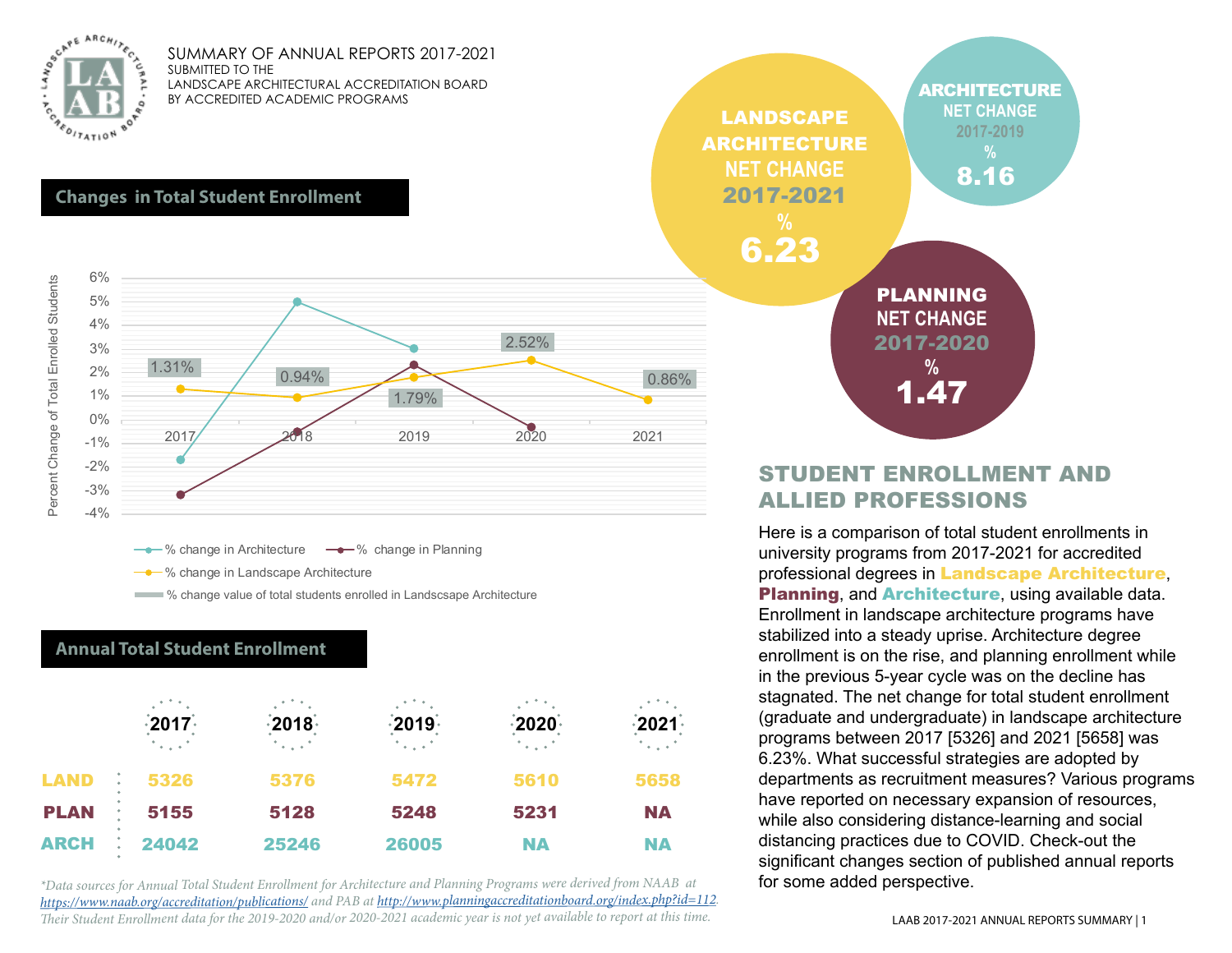# SUMMARY OF ANNUAL REPORTS 2017-2021

SUBMITTED TO THE
LANDSCAPE ARCHITECTURAL ACCREDITATION BOARD
BY ACCREDITED ACADEMIC PROGRAMS

**LANDSCAPE ARCHITECTURE** NET CHANGE 2017-2021 % **6.23**

**ARCHITECTURE** NET CHANGE 2017-2019 % **8.16**

**PLANNING** NET CHANGE 2017-2020 % **1.47**

## Changes in Total Student Enrollment

Percent Change of Total Enrolled Students

| Year | % change in Landscape Architecture |
|---|---|
| 2017 | 1.31% |
| 2018 | 0.94% |
| 2019 | 1.79% |
| 2020 | 2.52% |
| 2021 | 0.86% |

- % change in Architecture
- % change in Planning
- % change in Landscape Architecture
- % change value of total students enrolled in Landscsape Architecture

## Annual Total Student Enrollment

| | 2017 | 2018 | 2019 | 2020 | 2021 |
|---|---|---|---|---|---|
| LAND | 5326 | 5376 | 5472 | 5610 | 5658 |
| PLAN | 5155 | 5128 | 5248 | 5231 | NA |
| ARCH | 24042 | 25246 | 26005 | NA | NA |

*\*Data sources for Annual Total Student Enrollment for Architecture and Planning Programs were derived from NAAB at https://www.naab.org/accreditation/publications/ and PAB at http://www.planningaccreditationboard.org/index.php?id=112. Their Student Enrollment data for the 2019-2020 and/or 2020-2021 academic year is not yet available to report at this time.*

## STUDENT ENROLLMENT AND ALLIED PROFESSIONS

Here is a comparison of total student enrollments in university programs from 2017-2021 for accredited professional degrees in **Landscape Architecture**, **Planning**, and **Architecture**, using available data. Enrollment in landscape architecture programs have stabilized into a steady uprise. Architecture degree enrollment is on the rise, and planning enrollment while in the previous 5-year cycle was on the decline has stagnated. The net change for total student enrollment (graduate and undergraduate) in landscape architecture programs between 2017 [5326] and 2021 [5658] was 6.23%. What successful strategies are adopted by departments as recruitment measures? Various programs have reported on necessary expansion of resources, while also considering distance-learning and social distancing practices due to COVID. Check-out the significant changes section of published annual reports for some added perspective.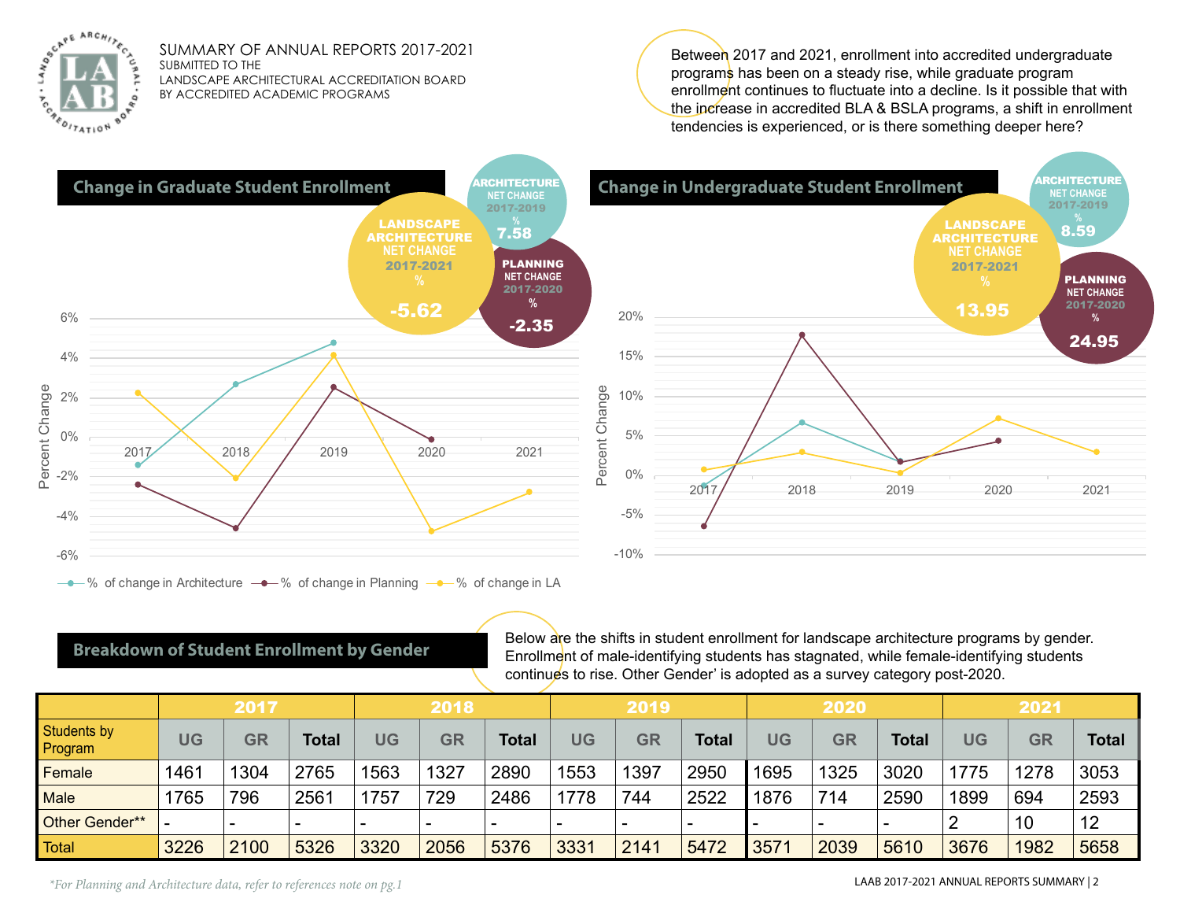SUMMARY OF ANNUAL REPORTS 2017-2021
SUBMITTED TO THE
LANDSCAPE ARCHITECTURAL ACCREDITATION BOARD
BY ACCREDITED ACADEMIC PROGRAMS

Between 2017 and 2021, enrollment into accredited undergraduate programs has been on a steady rise, while graduate program enrollment continues to fluctuate into a decline. Is it possible that with the increase in accredited BLA & BSLA programs, a shift in enrollment tendencies is experienced, or is there something deeper here?

## Change in Graduate Student Enrollment

**LANDSCAPE ARCHITECTURE** NET CHANGE 2017-2021 %: **-5.62**

**ARCHITECTURE** NET CHANGE 2017-2019 %: **7.58**

**PLANNING** NET CHANGE 2017-2020 %: **-2.35**

## Change in Undergraduate Student Enrollment

**LANDSCAPE ARCHITECTURE** NET CHANGE 2017-2021 %: **13.95**

**ARCHITECTURE** NET CHANGE 2017-2019 %: **8.59**

**PLANNING** NET CHANGE 2017-2020 %: **24.95**

—●— % of change in Architecture —●— % of change in Planning —●— % of change in LA

## Breakdown of Student Enrollment by Gender

Below are the shifts in student enrollment for landscape architecture programs by gender. Enrollment of male-identifying students has stagnated, while female-identifying students continues to rise. Other Gender' is adopted as a survey category post-2020.

| | 2017 | | | 2018 | | | 2019 | | | 2020 | | | 2021 | | |
|---|---|---|---|---|---|---|---|---|---|---|---|---|---|---|---|
| Students by Program | UG | GR | Total | UG | GR | Total | UG | GR | Total | UG | GR | Total | UG | GR | Total |
| Female | 1461 | 1304 | 2765 | 1563 | 1327 | 2890 | 1553 | 1397 | 2950 | 1695 | 1325 | 3020 | 1775 | 1278 | 3053 |
| Male | 1765 | 796 | 2561 | 1757 | 729 | 2486 | 1778 | 744 | 2522 | 1876 | 714 | 2590 | 1899 | 694 | 2593 |
| Other Gender** | - | - | - | - | - | - | - | - | - | - | - | - | 2 | 10 | 12 |
| Total | 3226 | 2100 | 5326 | 3320 | 2056 | 5376 | 3331 | 2141 | 5472 | 3571 | 2039 | 5610 | 3676 | 1982 | 5658 |

*\*For Planning and Architecture data, refer to references note on pg.1*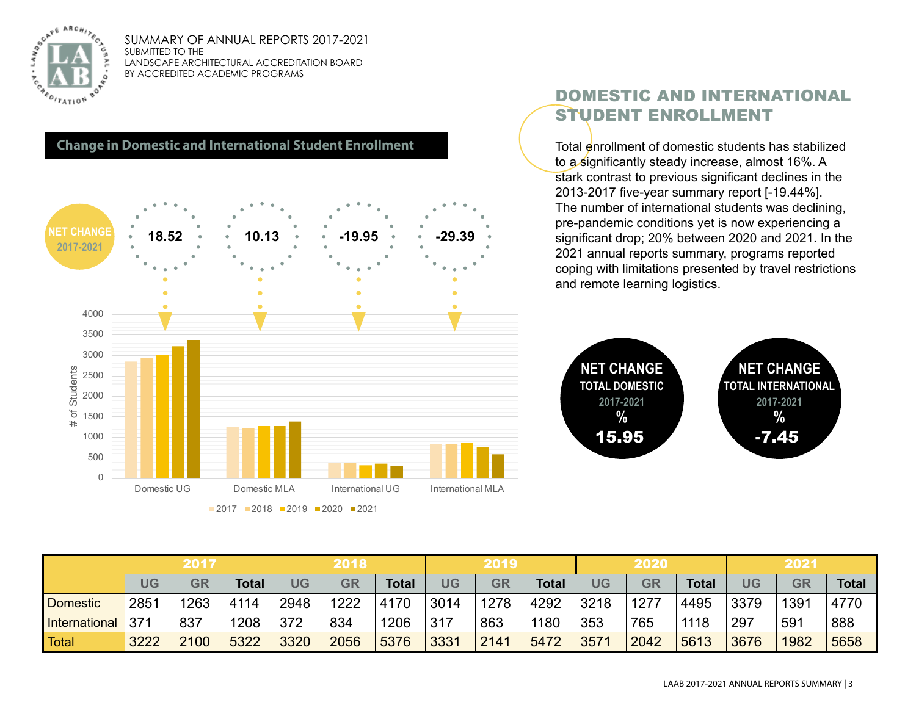SUMMARY OF ANNUAL REPORTS 2017-2021
SUBMITTED TO THE
LANDSCAPE ARCHITECTURAL ACCREDITATION BOARD
BY ACCREDITED ACADEMIC PROGRAMS

## Change in Domestic and International Student Enrollment

NET CHANGE 2017-2021

| Domestic UG | Domestic MLA | International UG | International MLA |
|---|---|---|---|
| 18.52 | 10.13 | -19.95 | -29.39 |

## DOMESTIC AND INTERNATIONAL STUDENT ENROLLMENT

Total enrollment of domestic students has stabilized to a significantly steady increase, almost 16%. A stark contrast to previous significant declines in the 2013-2017 five-year summary report [-19.44%]. The number of international students was declining, pre-pandemic conditions yet is now experiencing a significant drop; 20% between 2020 and 2021. In the 2021 annual reports summary, programs reported coping with limitations presented by travel restrictions and remote learning logistics.

**NET CHANGE TOTAL DOMESTIC 2017-2021 %: 15.95**

**NET CHANGE TOTAL INTERNATIONAL 2017-2021 %: -7.45**

| | 2017 | | | 2018 | | | 2019 | | | 2020 | | | 2021 | | |
|---|---|---|---|---|---|---|---|---|---|---|---|---|---|---|---|
| | UG | GR | Total | UG | GR | Total | UG | GR | Total | UG | GR | Total | UG | GR | Total |
| Domestic | 2851 | 1263 | 4114 | 2948 | 1222 | 4170 | 3014 | 1278 | 4292 | 3218 | 1277 | 4495 | 3379 | 1391 | 4770 |
| International | 371 | 837 | 1208 | 372 | 834 | 1206 | 317 | 863 | 1180 | 353 | 765 | 1118 | 297 | 591 | 888 |
| Total | 3222 | 2100 | 5322 | 3320 | 2056 | 5376 | 3331 | 2141 | 5472 | 3571 | 2042 | 5613 | 3676 | 1982 | 5658 |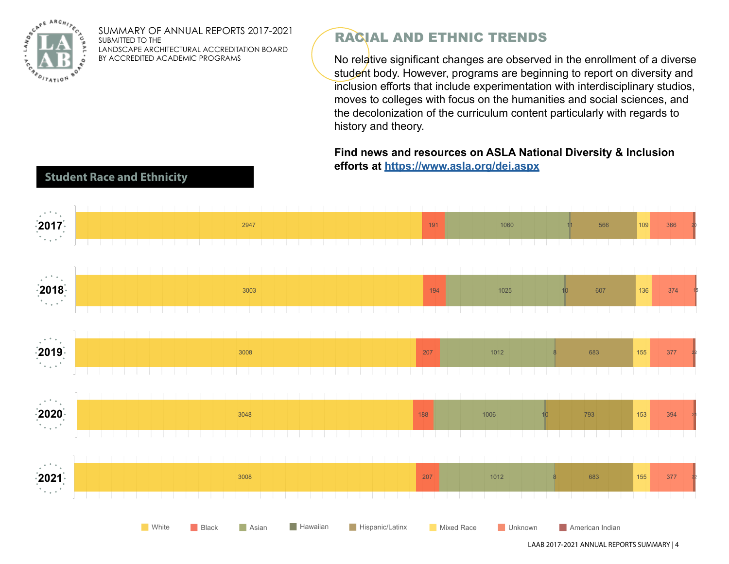SUMMARY OF ANNUAL REPORTS 2017-2021
SUBMITTED TO THE
LANDSCAPE ARCHITECTURAL ACCREDITATION BOARD
BY ACCREDITED ACADEMIC PROGRAMS

## RACIAL AND ETHNIC TRENDS

No relative significant changes are observed in the enrollment of a diverse student body. However, programs are beginning to report on diversity and inclusion efforts that include experimentation with interdisciplinary studios, moves to colleges with focus on the humanities and social sciences, and the decolonization of the curriculum content particularly with regards to history and theory.

**Find news and resources on ASLA National Diversity & Inclusion efforts at [https://www.asla.org/dei.aspx](https://www.asla.org/dei.aspx)**

### Student Race and Ethnicity

2017
2947 191 1060 11 566 109 366 20

2018
3003 194 1025 10 607 136 374 15

2019
3008 207 1012 8 683 155 377 22

2020
3048 188 1006 10 793 153 394 21

2021
3008 207 1012 8 683 155 377 22

White
Black
Asian
Hawaiian
Hispanic/Latinx
Mixed Race
Unknown
American Indian